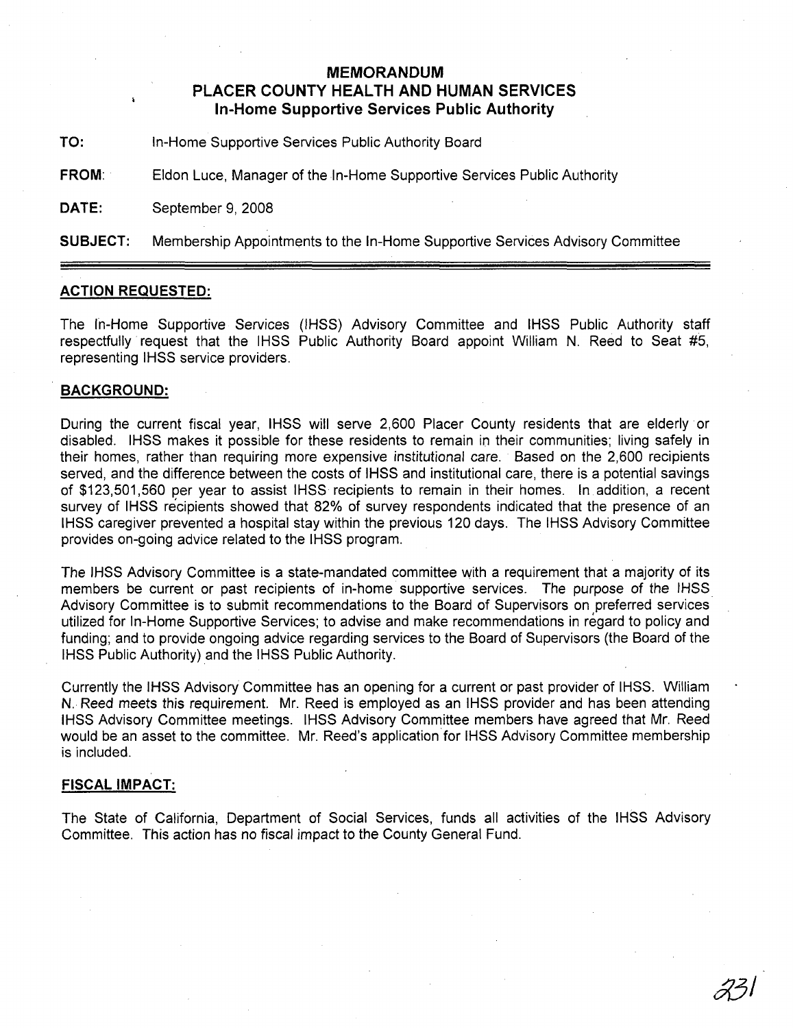# MEMORANDUM
# PLACER COUNTY HEALTH AND HUMAN SERVICES
## In-Home Supportive Services Public Authority

**TO:** In-Home Supportive Services Public Authority Board

**FROM:** Eldon Luce, Manager of the In-Home Supportive Services Public Authority

**DATE:** September 9, 2008

**SUBJECT:** Membership Appointments to the In-Home Supportive Services Advisory Committee

---

**ACTION REQUESTED:**

The In-Home Supportive Services (IHSS) Advisory Committee and IHSS Public Authority staff respectfully request that the IHSS Public Authority Board appoint William N. Reed to Seat #5, representing IHSS service providers.

**BACKGROUND:**

During the current fiscal year, IHSS will serve 2,600 Placer County residents that are elderly or disabled. IHSS makes it possible for these residents to remain in their communities; living safely in their homes, rather than requiring more expensive *institutional care*. Based on the 2,600 recipients served, and the difference between the costs of IHSS and institutional care, there is a potential savings of $123,501,560 per year to assist IHSS recipients to remain in their homes. In addition, a recent survey of IHSS recipients showed that 82% of survey respondents indicated that the presence of an IHSS caregiver prevented a hospital stay within the previous 120 days. The IHSS Advisory Committee provides on-going advice related to the IHSS program.

The IHSS Advisory Committee is a state-mandated committee with a requirement that a majority of its members be current or past recipients of in-home supportive services. The purpose of the IHSS Advisory Committee is to submit recommendations to the Board of Supervisors on preferred services utilized for In-Home Supportive Services; to advise and make recommendations in regard to policy and funding; and to provide ongoing advice regarding services to the Board of Supervisors (the Board of the IHSS Public Authority) and the IHSS Public Authority.

Currently the IHSS Advisory Committee has an opening for a current or past provider of IHSS. William N. Reed meets this requirement. Mr. Reed is employed as an IHSS provider and has been attending IHSS Advisory Committee meetings. IHSS Advisory Committee members have agreed that Mr. Reed would be an asset to the committee. Mr. Reed's application for IHSS Advisory Committee membership is included.

**FISCAL IMPACT:**

The State of California, Department of Social Services, funds all activities of the IHSS Advisory Committee. This action has no fiscal impact to the County General Fund.